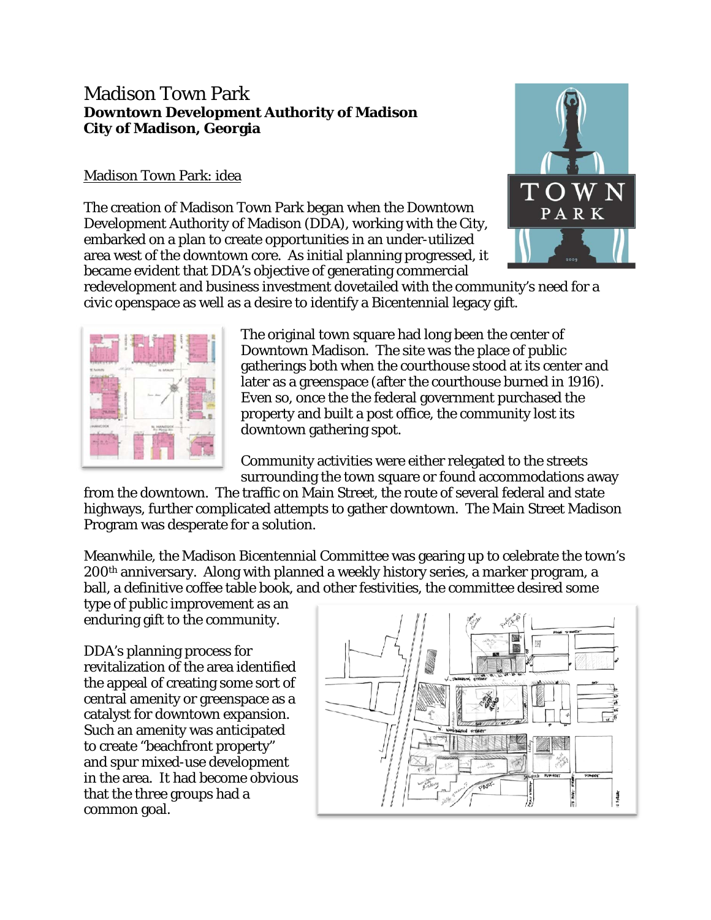# Madison Town Park

**Downtown Development Authority of Madison**
**City of Madison, Georgia**

## Madison Town Park: idea

The creation of Madison Town Park began when the Downtown Development Authority of Madison (DDA), working with the City, embarked on a plan to create opportunities in an under-utilized area west of the downtown core. As initial planning progressed, it became evident that DDA's objective of generating commercial redevelopment and business investment dovetailed with the community's need for a civic openspace as well as a desire to identify a Bicentennial legacy gift.

The original town square had long been the center of Downtown Madison. The site was the place of public gatherings both when the courthouse stood at its center and later as a greenspace (after the courthouse burned in 1916). Even so, once the the federal government purchased the property and built a post office, the community lost its downtown gathering spot.

Community activities were either relegated to the streets surrounding the town square or found accommodations away from the downtown. The traffic on Main Street, the route of several federal and state highways, further complicated attempts to gather downtown. The Main Street Madison Program was desperate for a solution.

Meanwhile, the Madison Bicentennial Committee was gearing up to celebrate the town's 200th anniversary. Along with planned a weekly history series, a marker program, a ball, a definitive coffee table book, and other festivities, the committee desired some type of public improvement as an enduring gift to the community.

DDA's planning process for revitalization of the area identified the appeal of creating some sort of central amenity or greenspace as a catalyst for downtown expansion. Such an amenity was anticipated to create "beachfront property" and spur mixed-use development in the area. It had become obvious that the three groups had a common goal.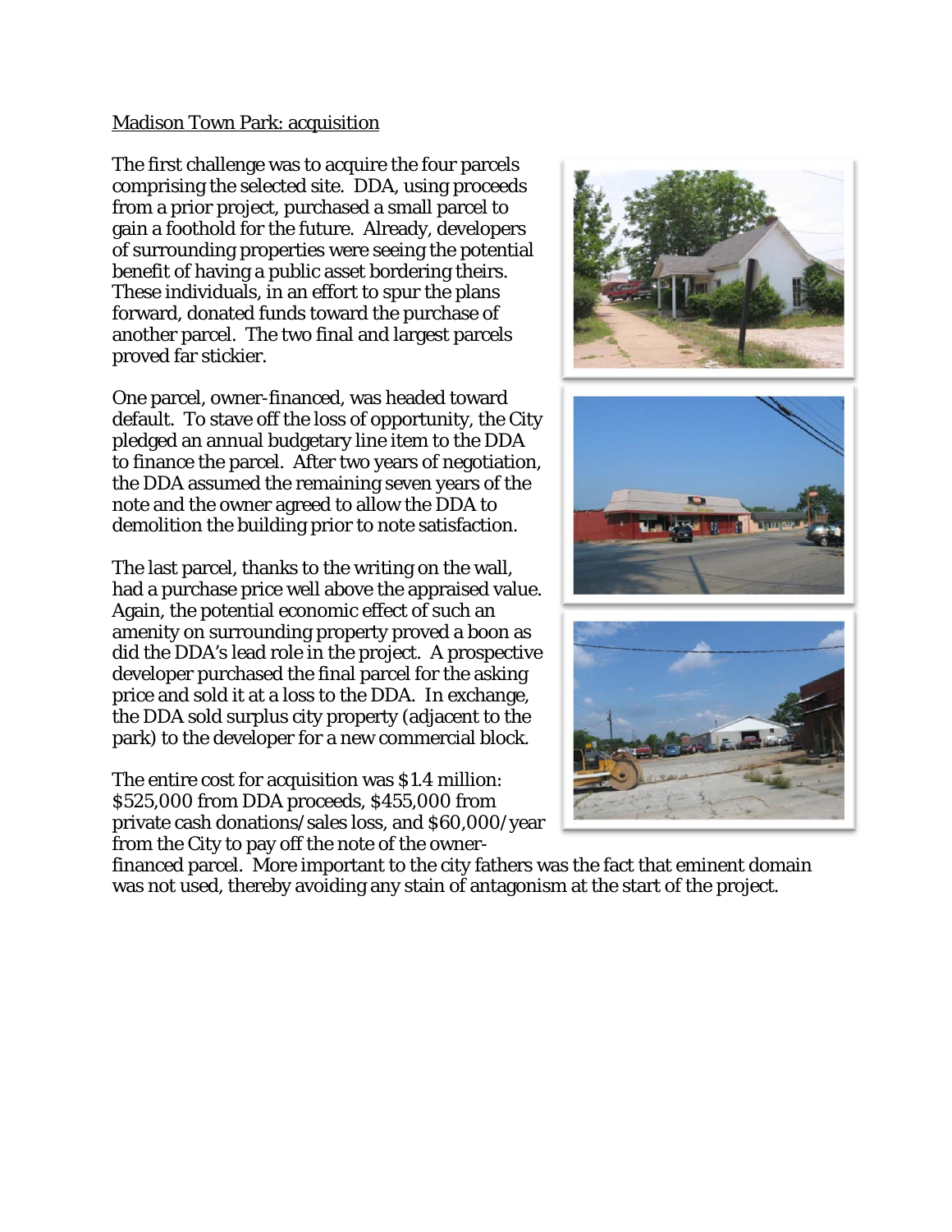Madison Town Park: acquisition

The first challenge was to acquire the four parcels comprising the selected site. DDA, using proceeds from a prior project, purchased a small parcel to gain a foothold for the future. Already, developers of surrounding properties were seeing the potential benefit of having a public asset bordering theirs. These individuals, in an effort to spur the plans forward, donated funds toward the purchase of another parcel. The two final and largest parcels proved far stickier.

One parcel, owner-financed, was headed toward default. To stave off the loss of opportunity, the City pledged an annual budgetary line item to the DDA to finance the parcel. After two years of negotiation, the DDA assumed the remaining seven years of the note and the owner agreed to allow the DDA to demolition the building prior to note satisfaction.

The last parcel, thanks to the writing on the wall, had a purchase price well above the appraised value. Again, the potential economic effect of such an amenity on surrounding property proved a boon as did the DDA's lead role in the project. A prospective developer purchased the final parcel for the asking price and sold it at a loss to the DDA. In exchange, the DDA sold surplus city property (adjacent to the park) to the developer for a new commercial block.

The entire cost for acquisition was $1.4 million: $525,000 from DDA proceeds, $455,000 from private cash donations/sales loss, and $60,000/year from the City to pay off the note of the owner-financed parcel. More important to the city fathers was the fact that eminent domain was not used, thereby avoiding any stain of antagonism at the start of the project.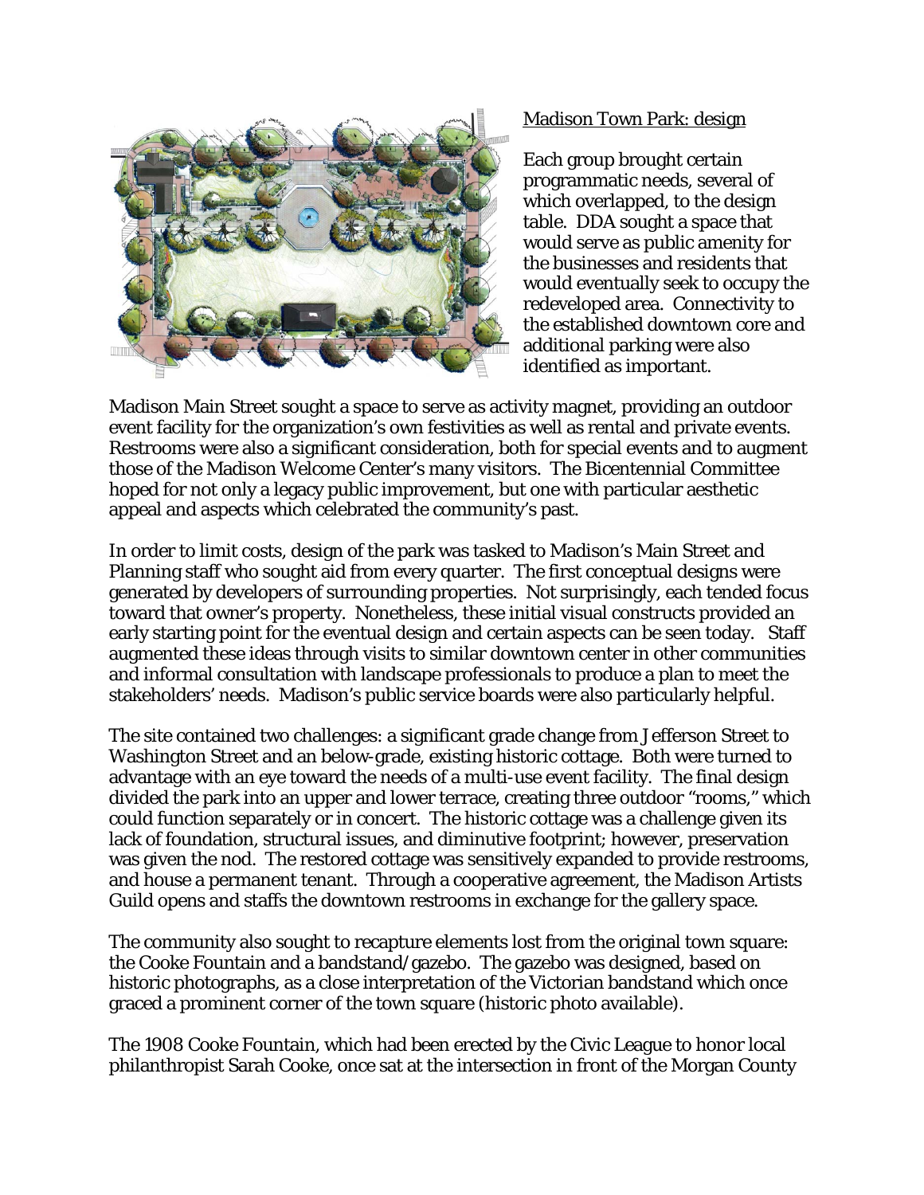Madison Town Park: design

Each group brought certain programmatic needs, several of which overlapped, to the design table. DDA sought a space that would serve as public amenity for the businesses and residents that would eventually seek to occupy the redeveloped area. Connectivity to the established downtown core and additional parking were also identified as important.

Madison Main Street sought a space to serve as activity magnet, providing an outdoor event facility for the organization's own festivities as well as rental and private events. Restrooms were also a significant consideration, both for special events and to augment those of the Madison Welcome Center's many visitors. The Bicentennial Committee hoped for not only a legacy public improvement, but one with particular aesthetic appeal and aspects which celebrated the community's past.

In order to limit costs, design of the park was tasked to Madison's Main Street and Planning staff who sought aid from every quarter. The first conceptual designs were generated by developers of surrounding properties. Not surprisingly, each tended focus toward that owner's property. Nonetheless, these initial visual constructs provided an early starting point for the eventual design and certain aspects can be seen today. Staff augmented these ideas through visits to similar downtown center in other communities and informal consultation with landscape professionals to produce a plan to meet the stakeholders' needs. Madison's public service boards were also particularly helpful.

The site contained two challenges: a significant grade change from Jefferson Street to Washington Street and an below-grade, existing historic cottage. Both were turned to advantage with an eye toward the needs of a multi-use event facility. The final design divided the park into an upper and lower terrace, creating three outdoor "rooms," which could function separately or in concert. The historic cottage was a challenge given its lack of foundation, structural issues, and diminutive footprint; however, preservation was given the nod. The restored cottage was sensitively expanded to provide restrooms, and house a permanent tenant. Through a cooperative agreement, the Madison Artists Guild opens and staffs the downtown restrooms in exchange for the gallery space.

The community also sought to recapture elements lost from the original town square: the Cooke Fountain and a bandstand/gazebo. The gazebo was designed, based on historic photographs, as a close interpretation of the Victorian bandstand which once graced a prominent corner of the town square (historic photo available).

The 1908 Cooke Fountain, which had been erected by the Civic League to honor local philanthropist Sarah Cooke, once sat at the intersection in front of the Morgan County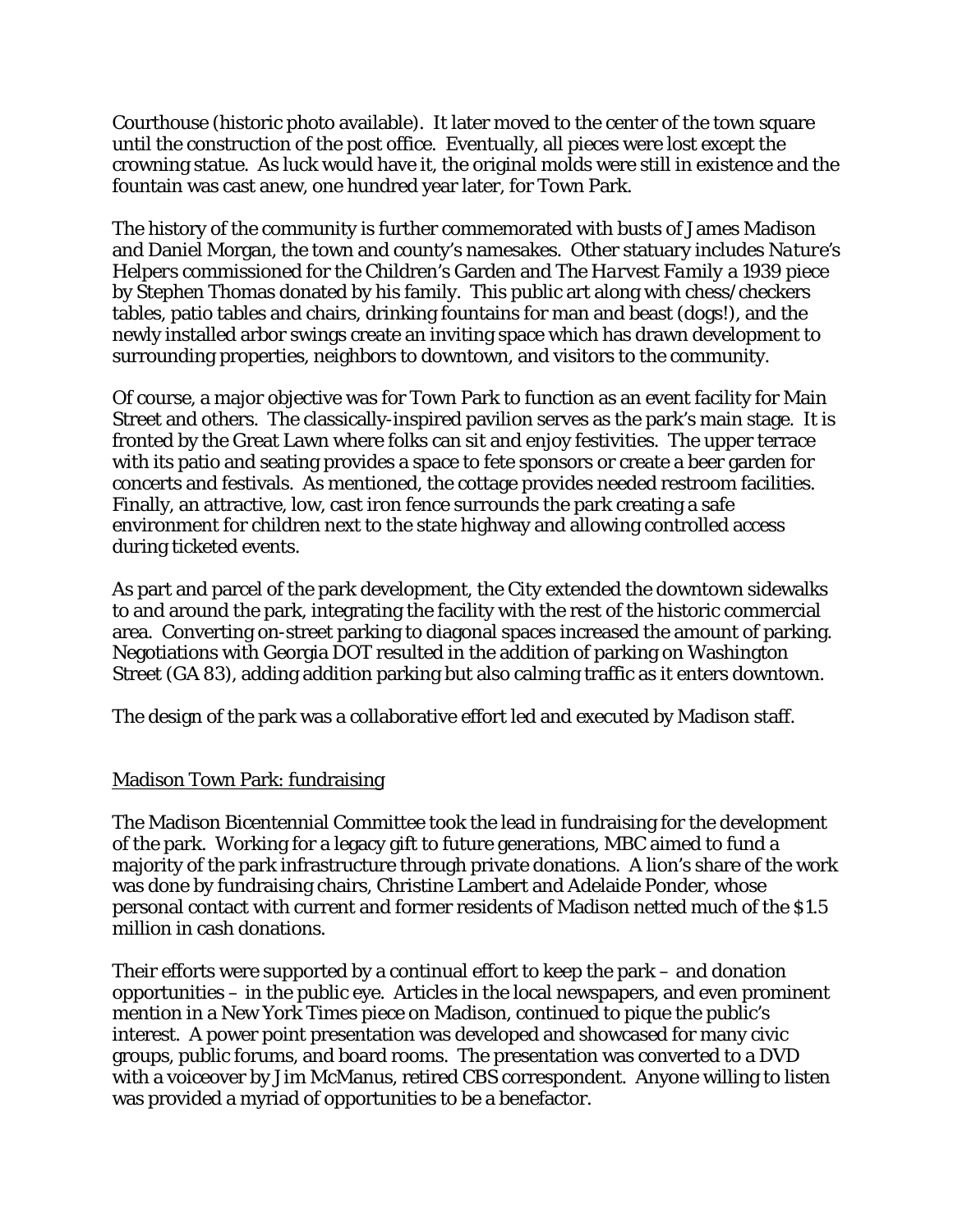Courthouse (historic photo available). It later moved to the center of the town square until the construction of the post office. Eventually, all pieces were lost except the crowning statue. As luck would have it, the original molds were still in existence and the fountain was cast anew, one hundred year later, for Town Park.

The history of the community is further commemorated with busts of James Madison and Daniel Morgan, the town and county's namesakes. Other statuary includes *Nature's Helpers* commissioned for the Children's Garden and *The Harvest Family* a 1939 piece by Stephen Thomas donated by his family. This public art along with chess/checkers tables, patio tables and chairs, drinking fountains for man and beast (dogs!), and the newly installed arbor swings create an inviting space which has drawn development to surrounding properties, neighbors to downtown, and visitors to the community.

Of course, a major objective was for Town Park to function as an event facility for Main Street and others. The classically-inspired pavilion serves as the park's main stage. It is fronted by the Great Lawn where folks can sit and enjoy festivities. The upper terrace with its patio and seating provides a space to fete sponsors or create a beer garden for concerts and festivals. As mentioned, the cottage provides needed restroom facilities. Finally, an attractive, low, cast iron fence surrounds the park creating a safe environment for children next to the state highway and allowing controlled access during ticketed events.

As part and parcel of the park development, the City extended the downtown sidewalks to and around the park, integrating the facility with the rest of the historic commercial area. Converting on-street parking to diagonal spaces increased the amount of parking. Negotiations with Georgia DOT resulted in the addition of parking on Washington Street (GA 83), adding addition parking but also calming traffic as it enters downtown.

The design of the park was a collaborative effort led and executed by Madison staff.

<u>Madison Town Park: fundraising</u>

The Madison Bicentennial Committee took the lead in fundraising for the development of the park. Working for a legacy gift to future generations, MBC aimed to fund a majority of the park infrastructure through private donations. A lion's share of the work was done by fundraising chairs, Christine Lambert and Adelaide Ponder, whose personal contact with current and former residents of Madison netted much of the $1.5 million in cash donations.

Their efforts were supported by a continual effort to keep the park – and donation opportunities – in the public eye. Articles in the local newspapers, and even prominent mention in a New York Times piece on Madison, continued to pique the public's interest. A power point presentation was developed and showcased for many civic groups, public forums, and board rooms. The presentation was converted to a DVD with a voiceover by Jim McManus, retired CBS correspondent. Anyone willing to listen was provided a myriad of opportunities to be a benefactor.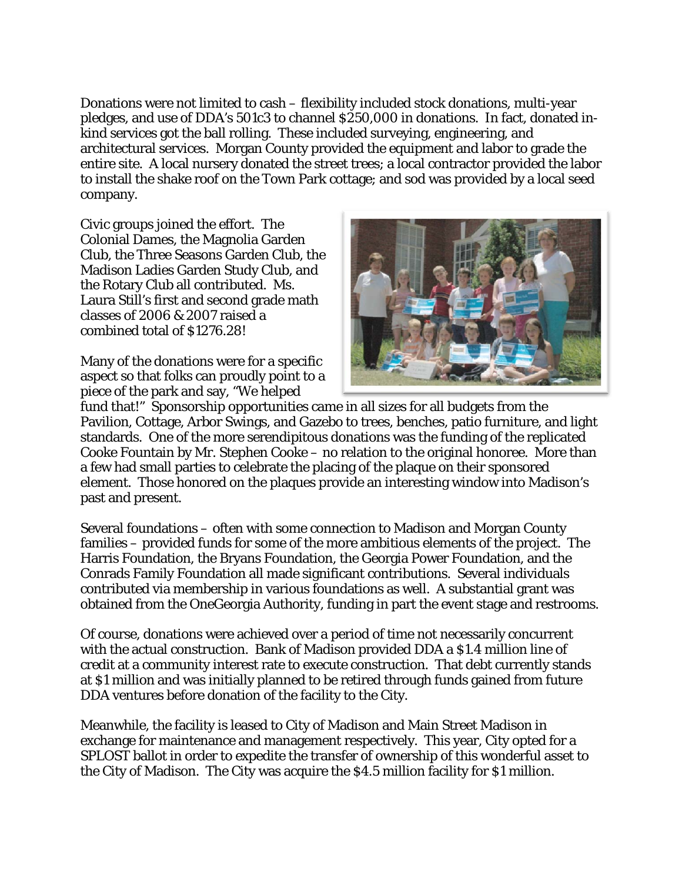Donations were not limited to cash – flexibility included stock donations, multi-year pledges, and use of DDA's 501c3 to channel $250,000 in donations. In fact, donated in-kind services got the ball rolling. These included surveying, engineering, and architectural services. Morgan County provided the equipment and labor to grade the entire site. A local nursery donated the street trees; a local contractor provided the labor to install the shake roof on the Town Park cottage; and sod was provided by a local seed company.

Civic groups joined the effort. The Colonial Dames, the Magnolia Garden Club, the Three Seasons Garden Club, the Madison Ladies Garden Study Club, and the Rotary Club all contributed. Ms. Laura Still's first and second grade math classes of 2006 & 2007 raised a combined total of $1276.28!

Many of the donations were for a specific aspect so that folks can proudly point to a piece of the park and say, "We helped fund that!" Sponsorship opportunities came in all sizes for all budgets from the Pavilion, Cottage, Arbor Swings, and Gazebo to trees, benches, patio furniture, and light standards. One of the more serendipitous donations was the funding of the replicated Cooke Fountain by Mr. Stephen Cooke – no relation to the original honoree. More than a few had small parties to celebrate the placing of the plaque on their sponsored element. Those honored on the plaques provide an interesting window into Madison's past and present.

Several foundations – often with some connection to Madison and Morgan County families – provided funds for some of the more ambitious elements of the project. The Harris Foundation, the Bryans Foundation, the Georgia Power Foundation, and the Conrads Family Foundation all made significant contributions. Several individuals contributed via membership in various foundations as well. A substantial grant was obtained from the OneGeorgia Authority, funding in part the event stage and restrooms.

Of course, donations were achieved over a period of time not necessarily concurrent with the actual construction. Bank of Madison provided DDA a $1.4 million line of credit at a community interest rate to execute construction. That debt currently stands at $1 million and was initially planned to be retired through funds gained from future DDA ventures before donation of the facility to the City.

Meanwhile, the facility is leased to City of Madison and Main Street Madison in exchange for maintenance and management respectively. This year, City opted for a SPLOST ballot in order to expedite the transfer of ownership of this wonderful asset to the City of Madison. The City was acquire the $4.5 million facility for $1 million.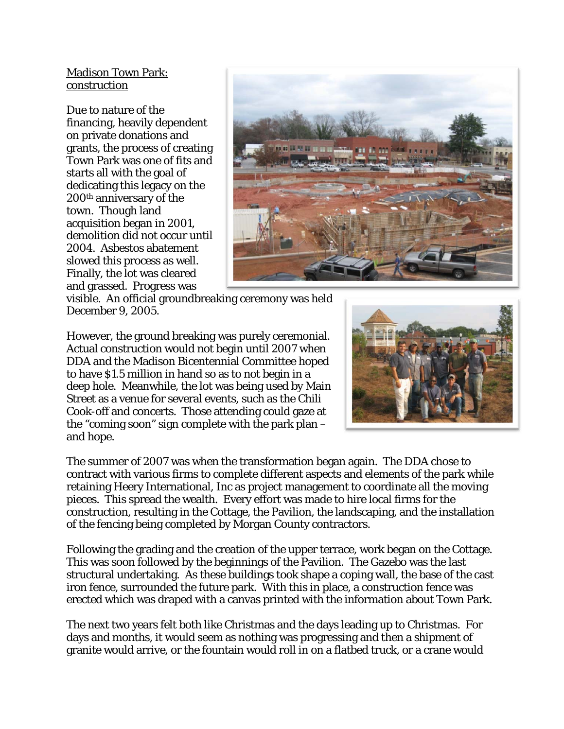Madison Town Park: construction

Due to nature of the financing, heavily dependent on private donations and grants, the process of creating Town Park was one of fits and starts all with the goal of dedicating this legacy on the 200th anniversary of the town. Though land acquisition began in 2001, demolition did not occur until 2004. Asbestos abatement slowed this process as well. Finally, the lot was cleared and grassed. Progress was visible. An official groundbreaking ceremony was held December 9, 2005.

However, the ground breaking was purely ceremonial. Actual construction would not begin until 2007 when DDA and the Madison Bicentennial Committee hoped to have $1.5 million in hand so as to not begin in a deep hole. Meanwhile, the lot was being used by Main Street as a venue for several events, such as the Chili Cook-off and concerts. Those attending could gaze at the "coming soon" sign complete with the park plan – and hope.

The summer of 2007 was when the transformation began again. The DDA chose to contract with various firms to complete different aspects and elements of the park while retaining Heery International, Inc as project management to coordinate all the moving pieces. This spread the wealth. Every effort was made to hire local firms for the construction, resulting in the Cottage, the Pavilion, the landscaping, and the installation of the fencing being completed by Morgan County contractors.

Following the grading and the creation of the upper terrace, work began on the Cottage. This was soon followed by the beginnings of the Pavilion. The Gazebo was the last structural undertaking. As these buildings took shape a coping wall, the base of the cast iron fence, surrounded the future park. With this in place, a construction fence was erected which was draped with a canvas printed with the information about Town Park.

The next two years felt both like Christmas and the days leading up to Christmas. For days and months, it would seem as nothing was progressing and then a shipment of granite would arrive, or the fountain would roll in on a flatbed truck, or a crane would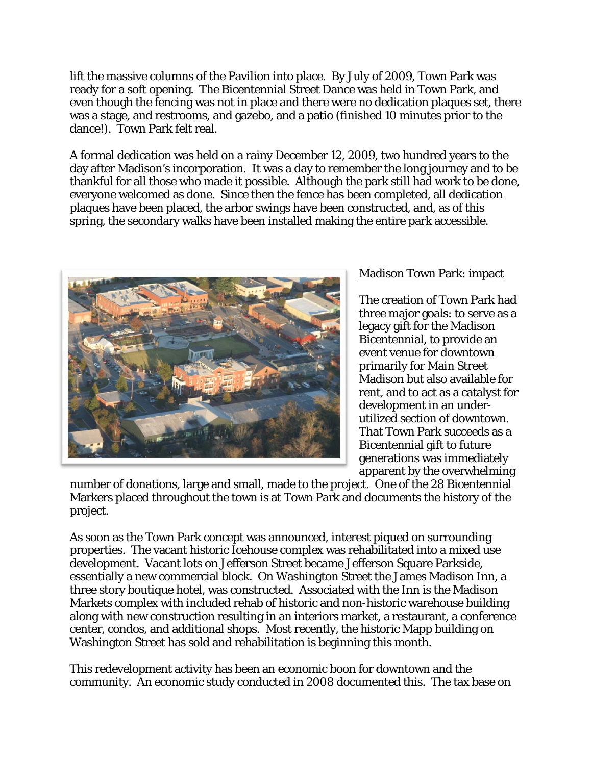lift the massive columns of the Pavilion into place. By July of 2009, Town Park was ready for a soft opening. The Bicentennial Street Dance was held in Town Park, and even though the fencing was not in place and there were no dedication plaques set, there was a stage, and restrooms, and gazebo, and a patio (finished 10 minutes prior to the dance!). Town Park felt real.

A formal dedication was held on a rainy December 12, 2009, two hundred years to the day after Madison's incorporation. It was a day to remember the long journey and to be thankful for all those who made it possible. Although the park still had work to be done, everyone welcomed as done. Since then the fence has been completed, all dedication plaques have been placed, the arbor swings have been constructed, and, as of this spring, the secondary walks have been installed making the entire park accessible.

<u>Madison Town Park: impact</u>

The creation of Town Park had three major goals: to serve as a legacy gift for the Madison Bicentennial, to provide an event venue for downtown primarily for Main Street Madison but also available for rent, and to act as a catalyst for development in an under-utilized section of downtown. That Town Park succeeds as a Bicentennial gift to future generations was immediately apparent by the overwhelming number of donations, large and small, made to the project. One of the 28 Bicentennial Markers placed throughout the town is at Town Park and documents the history of the project.

As soon as the Town Park concept was announced, interest piqued on surrounding properties. The vacant historic Icehouse complex was rehabilitated into a mixed use development. Vacant lots on Jefferson Street became Jefferson Square Parkside, essentially a new commercial block. On Washington Street the James Madison Inn, a three story boutique hotel, was constructed. Associated with the Inn is the Madison Markets complex with included rehab of historic and non-historic warehouse building along with new construction resulting in an interiors market, a restaurant, a conference center, condos, and additional shops. Most recently, the historic Mapp building on Washington Street has sold and rehabilitation is beginning this month.

This redevelopment activity has been an economic boon for downtown and the community. An economic study conducted in 2008 documented this. The tax base on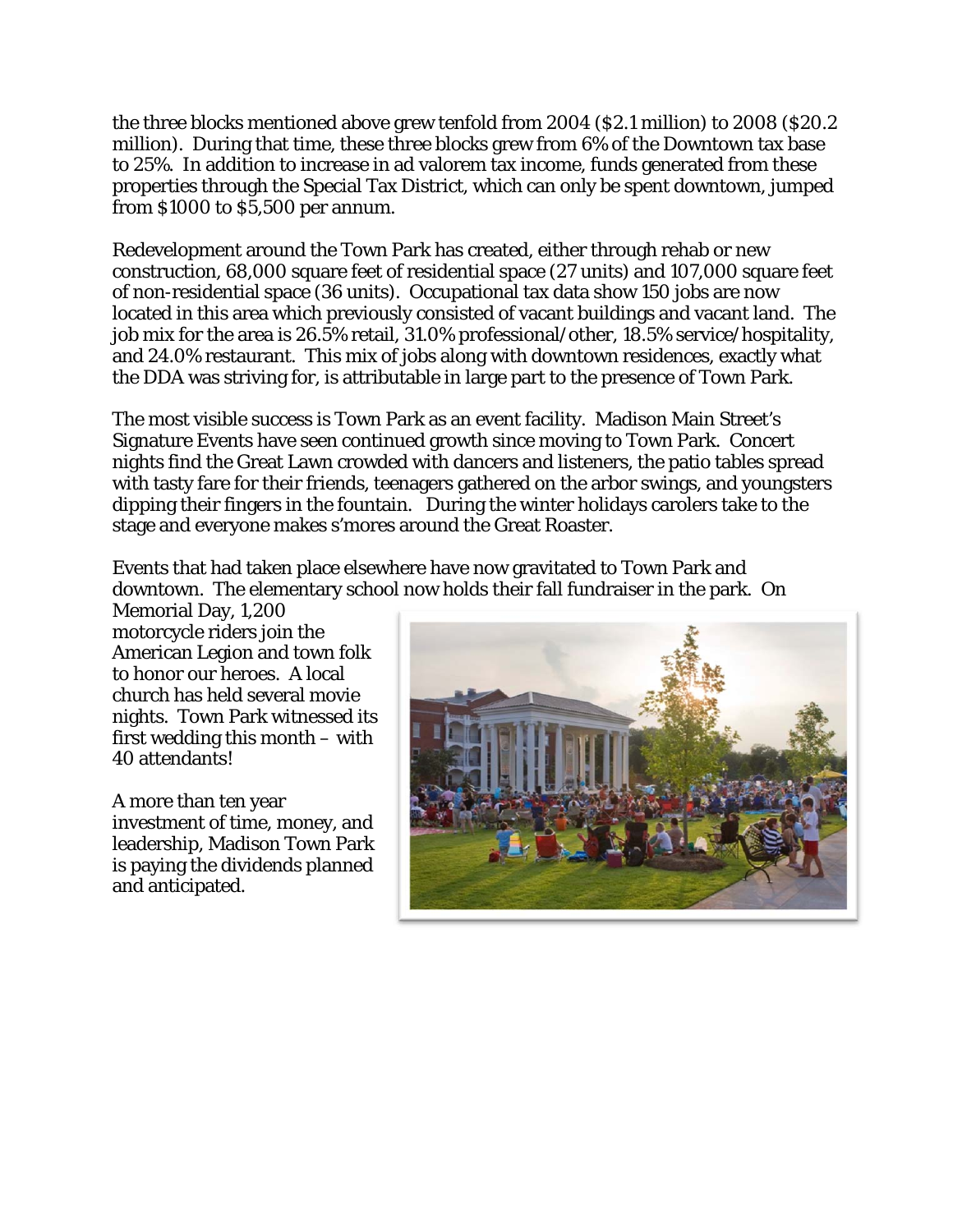the three blocks mentioned above grew tenfold from 2004 ($2.1 million) to 2008 ($20.2 million). During that time, these three blocks grew from 6% of the Downtown tax base to 25%. In addition to increase in ad valorem tax income, funds generated from these properties through the Special Tax District, which can only be spent downtown, jumped from $1000 to $5,500 per annum.

Redevelopment around the Town Park has created, either through rehab or new construction, 68,000 square feet of residential space (27 units) and 107,000 square feet of non-residential space (36 units). Occupational tax data show 150 jobs are now located in this area which previously consisted of vacant buildings and vacant land. The job mix for the area is 26.5% retail, 31.0% professional/other, 18.5% service/hospitality, and 24.0% restaurant. This mix of jobs along with downtown residences, exactly what the DDA was striving for, is attributable in large part to the presence of Town Park.

The most visible success is Town Park as an event facility. Madison Main Street's Signature Events have seen continued growth since moving to Town Park. Concert nights find the Great Lawn crowded with dancers and listeners, the patio tables spread with tasty fare for their friends, teenagers gathered on the arbor swings, and youngsters dipping their fingers in the fountain. During the winter holidays carolers take to the stage and everyone makes s'mores around the Great Roaster.

Events that had taken place elsewhere have now gravitated to Town Park and downtown. The elementary school now holds their fall fundraiser in the park. On Memorial Day, 1,200 motorcycle riders join the American Legion and town folk to honor our heroes. A local church has held several movie nights. Town Park witnessed its first wedding this month – with 40 attendants!

A more than ten year investment of time, money, and leadership, Madison Town Park is paying the dividends planned and anticipated.